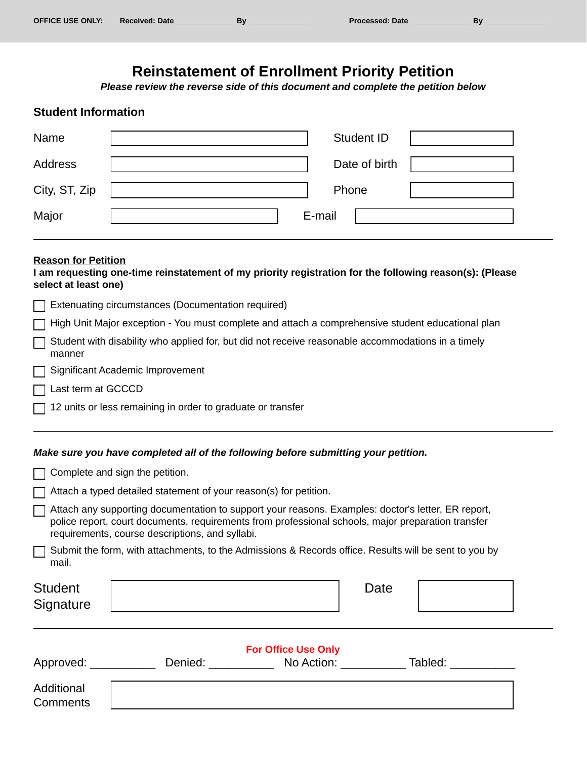OFFICE USE ONLY: Received: Date ______________ By ______________ Processed: Date ______________ By ______________

# Reinstatement of Enrollment Priority Petition

***Please review the reverse side of this document and complete the petition below***

## Student Information

| | | | |
|---|---|---|---|
| Name | | Student ID | |
| Address | | Date of birth | |
| City, ST, Zip | | Phone | |
| Major | | E-mail | |

---

**<u>Reason for Petition</u>**

**I am requesting one-time reinstatement of my priority registration for the following reason(s): (Please select at least one)**

- ☐ Extenuating circumstances (Documentation required)
- ☐ High Unit Major exception - You must complete and attach a comprehensive student educational plan
- ☐ Student with disability who applied for, but did not receive reasonable accommodations in a timely manner
- ☐ Significant Academic Improvement
- ☐ Last term at GCCCD
- ☐ 12 units or less remaining in order to graduate or transfer

---

***Make sure you have completed all of the following before submitting your petition.***

- ☐ Complete and sign the petition.
- ☐ Attach a typed detailed statement of your reason(s) for petition.
- ☐ Attach any supporting documentation to support your reasons. Examples: doctor's letter, ER report, police report, court documents, requirements from professional schools, major preparation transfer requirements, course descriptions, and syllabi.
- ☐ Submit the form, with attachments, to the Admissions & Records office. Results will be sent to you by mail.

| | | | |
|---|---|---|---|
| Student Signature | | Date | |

---

**For Office Use Only**

Approved: __________ Denied: __________ No Action: __________ Tabled: __________

| | |
|---|---|
| Additional Comments | |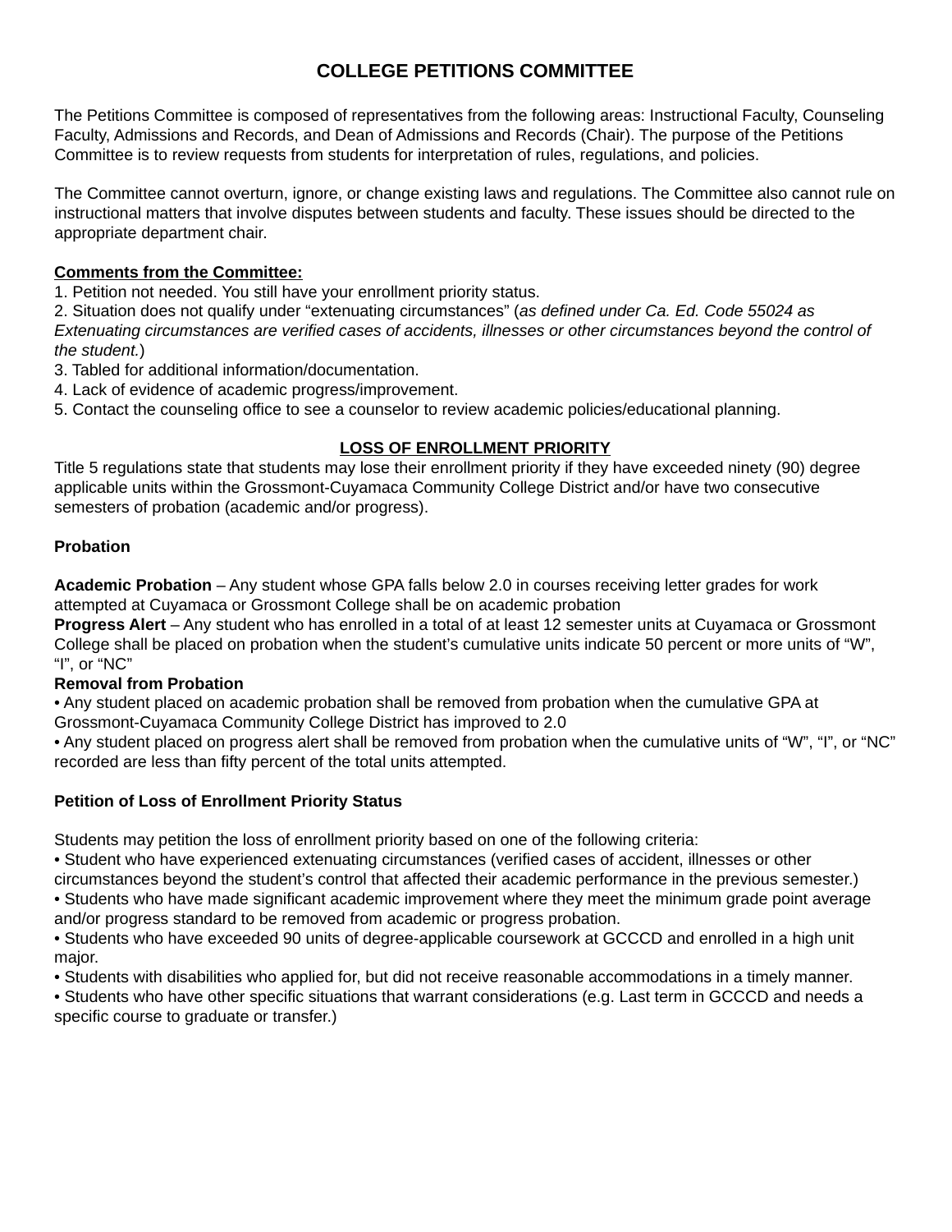# COLLEGE PETITIONS COMMITTEE

The Petitions Committee is composed of representatives from the following areas: Instructional Faculty, Counseling Faculty, Admissions and Records, and Dean of Admissions and Records (Chair). The purpose of the Petitions Committee is to review requests from students for interpretation of rules, regulations, and policies.

The Committee cannot overturn, ignore, or change existing laws and regulations. The Committee also cannot rule on instructional matters that involve disputes between students and faculty. These issues should be directed to the appropriate department chair.

**Comments from the Committee:**

1. Petition not needed. You still have your enrollment priority status.
2. Situation does not qualify under "extenuating circumstances" (*as defined under Ca. Ed. Code 55024 as Extenuating circumstances are verified cases of accidents, illnesses or other circumstances beyond the control of the student.*)
3. Tabled for additional information/documentation.
4. Lack of evidence of academic progress/improvement.
5. Contact the counseling office to see a counselor to review academic policies/educational planning.

## LOSS OF ENROLLMENT PRIORITY

Title 5 regulations state that students may lose their enrollment priority if they have exceeded ninety (90) degree applicable units within the Grossmont-Cuyamaca Community College District and/or have two consecutive semesters of probation (academic and/or progress).

### Probation

**Academic Probation** – Any student whose GPA falls below 2.0 in courses receiving letter grades for work attempted at Cuyamaca or Grossmont College shall be on academic probation

**Progress Alert** – Any student who has enrolled in a total of at least 12 semester units at Cuyamaca or Grossmont College shall be placed on probation when the student's cumulative units indicate 50 percent or more units of "W", "I", or "NC"

**Removal from Probation**

- Any student placed on academic probation shall be removed from probation when the cumulative GPA at Grossmont-Cuyamaca Community College District has improved to 2.0
- Any student placed on progress alert shall be removed from probation when the cumulative units of "W", "I", or "NC" recorded are less than fifty percent of the total units attempted.

### Petition of Loss of Enrollment Priority Status

Students may petition the loss of enrollment priority based on one of the following criteria:

- Student who have experienced extenuating circumstances (verified cases of accident, illnesses or other circumstances beyond the student's control that affected their academic performance in the previous semester.)
- Students who have made significant academic improvement where they meet the minimum grade point average and/or progress standard to be removed from academic or progress probation.
- Students who have exceeded 90 units of degree-applicable coursework at GCCCD and enrolled in a high unit major.
- Students with disabilities who applied for, but did not receive reasonable accommodations in a timely manner.
- Students who have other specific situations that warrant considerations (e.g. Last term in GCCCD and needs a specific course to graduate or transfer.)